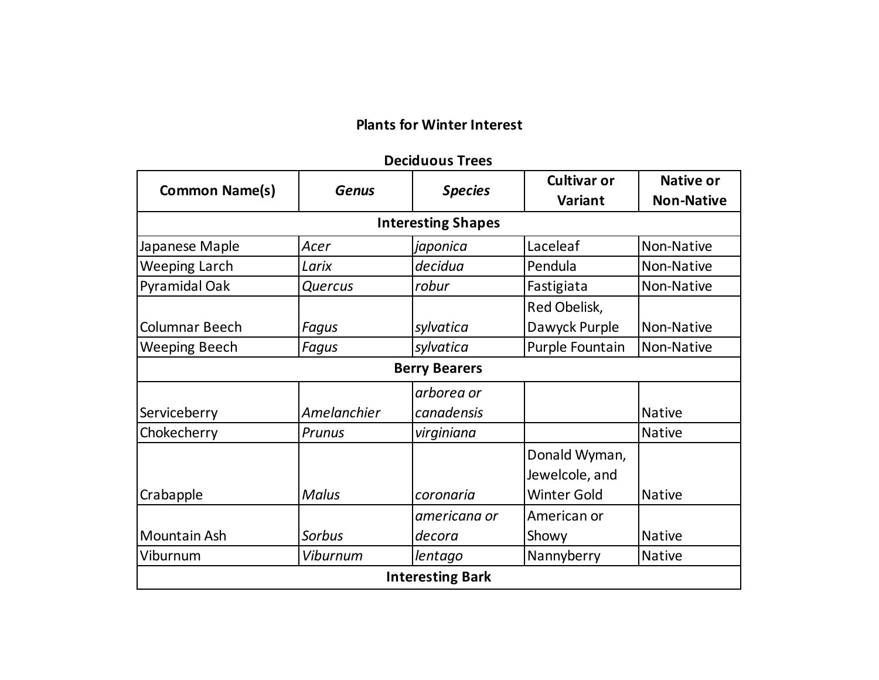# Plants for Winter Interest

## Deciduous Trees

| Common Name(s) | *Genus* | *Species* | Cultivar or Variant | Native or Non-Native |
|---|---|---|---|---|
| **Interesting Shapes** | | | | |
| Japanese Maple | *Acer* | *japonica* | Laceleaf | Non-Native |
| Weeping Larch | *Larix* | *decidua* | Pendula | Non-Native |
| Pyramidal Oak | *Quercus* | *robur* | Fastigiata | Non-Native |
| Columnar Beech | *Fagus* | *sylvatica* | Red Obelisk, Dawyck Purple | Non-Native |
| Weeping Beech | *Fagus* | *sylvatica* | Purple Fountain | Non-Native |
| **Berry Bearers** | | | | |
| Serviceberry | *Amelanchier* | *arborea or canadensis* | | Native |
| Chokecherry | *Prunus* | *virginiana* | | Native |
| Crabapple | *Malus* | *coronaria* | Donald Wyman, Jewelcole, and Winter Gold | Native |
| Mountain Ash | *Sorbus* | *americana or decora* | American or Showy | Native |
| Viburnum | *Viburnum* | *lentago* | Nannyberry | Native |
| **Interesting Bark** | | | | |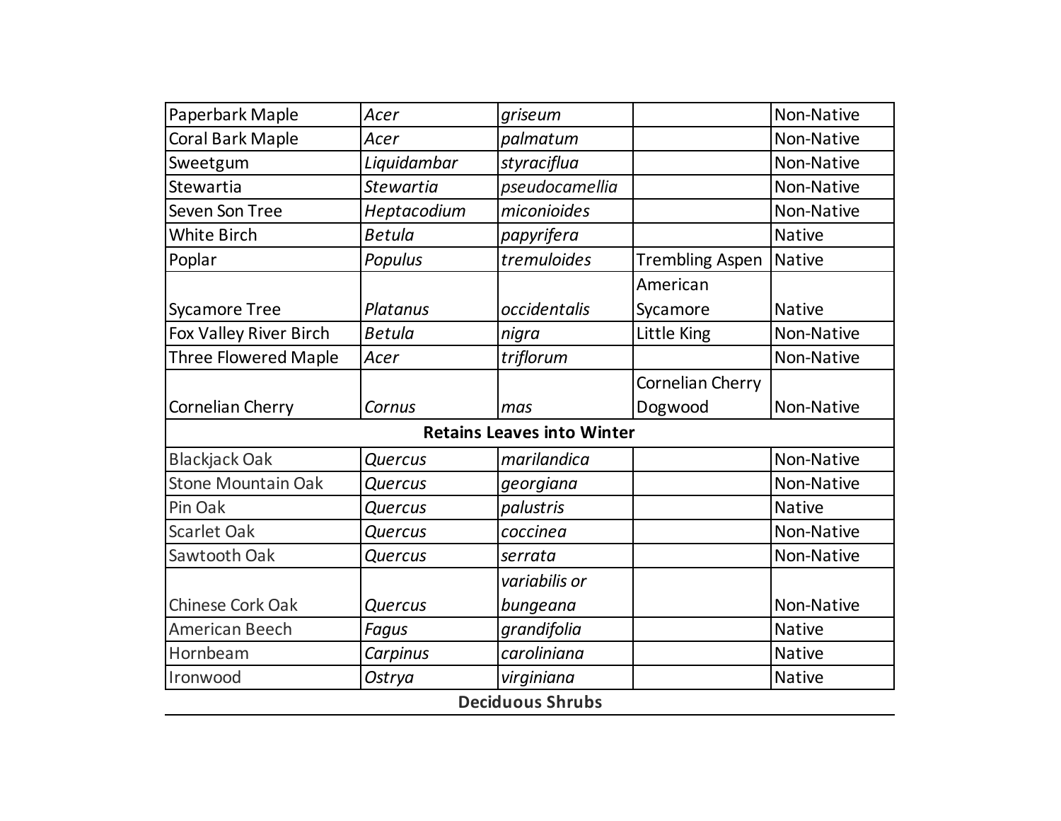| | | | | |
|---|---|---|---|---|
| Paperbark Maple | *Acer* | *griseum* | | Non-Native |
| Coral Bark Maple | *Acer* | *palmatum* | | Non-Native |
| Sweetgum | *Liquidambar* | *styraciflua* | | Non-Native |
| Stewartia | *Stewartia* | *pseudocamellia* | | Non-Native |
| Seven Son Tree | *Heptacodium* | *miconioides* | | Non-Native |
| White Birch | *Betula* | *papyrifera* | | Native |
| Poplar | *Populus* | *tremuloides* | Trembling Aspen | Native |
| Sycamore Tree | *Platanus* | *occidentalis* | American Sycamore | Native |
| Fox Valley River Birch | *Betula* | *nigra* | Little King | Non-Native |
| Three Flowered Maple | *Acer* | *triflorum* | | Non-Native |
| Cornelian Cherry | *Cornus* | *mas* | Cornelian Cherry Dogwood | Non-Native |
| **Retains Leaves into Winter** | | | | |
| Blackjack Oak | *Quercus* | *marilandica* | | Non-Native |
| Stone Mountain Oak | *Quercus* | *georgiana* | | Non-Native |
| Pin Oak | *Quercus* | *palustris* | | Native |
| Scarlet Oak | *Quercus* | *coccinea* | | Non-Native |
| Sawtooth Oak | *Quercus* | *serrata* | | Non-Native |
| Chinese Cork Oak | *Quercus* | *variabilis or bungeana* | | Non-Native |
| American Beech | *Fagus* | *grandifolia* | | Native |
| Hornbeam | *Carpinus* | *caroliniana* | | Native |
| Ironwood | *Ostrya* | *virginiana* | | Native |

**Deciduous Shrubs**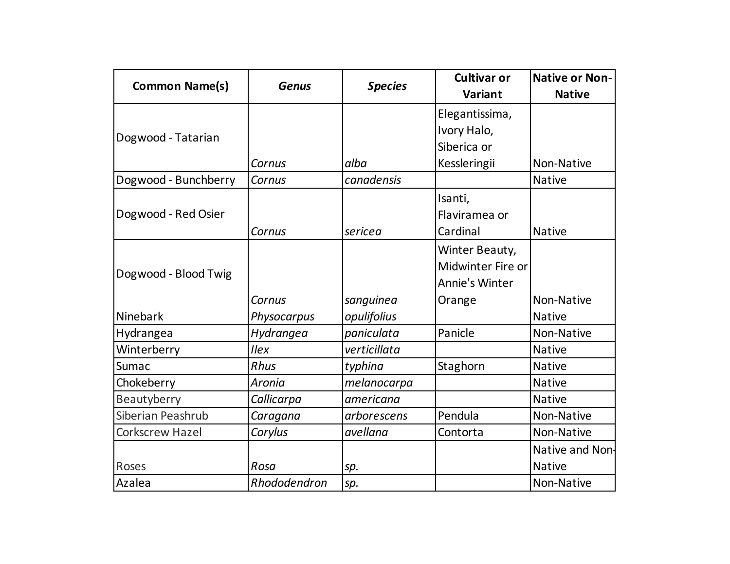| **Common Name(s)** | ***Genus*** | ***Species*** | **Cultivar or Variant** | **Native or Non-Native** |
|---|---|---|---|---|
| Dogwood - Tatarian | *Cornus* | *alba* | Elegantissima, Ivory Halo, Siberica or Kessleringii | Non-Native |
| Dogwood - Bunchberry | *Cornus* | *canadensis* | | Native |
| Dogwood - Red Osier | *Cornus* | *sericea* | Isanti, Flaviramea or Cardinal | Native |
| Dogwood - Blood Twig | *Cornus* | *sanguinea* | Winter Beauty, Midwinter Fire or Annie's Winter Orange | Non-Native |
| Ninebark | *Physocarpus* | *opulifolius* | | Native |
| Hydrangea | *Hydrangea* | *paniculata* | Panicle | Non-Native |
| Winterberry | *Ilex* | *verticillata* | | Native |
| Sumac | *Rhus* | *typhina* | Staghorn | Native |
| Chokeberry | *Aronia* | *melanocarpa* | | Native |
| Beautyberry | *Callicarpa* | *americana* | | Native |
| Siberian Peashrub | *Caragana* | *arborescens* | Pendula | Non-Native |
| Corkscrew Hazel | *Corylus* | *avellana* | Contorta | Non-Native |
| Roses | *Rosa* | *sp.* | | Native and Non-Native |
| Azalea | *Rhododendron* | *sp.* | | Non-Native |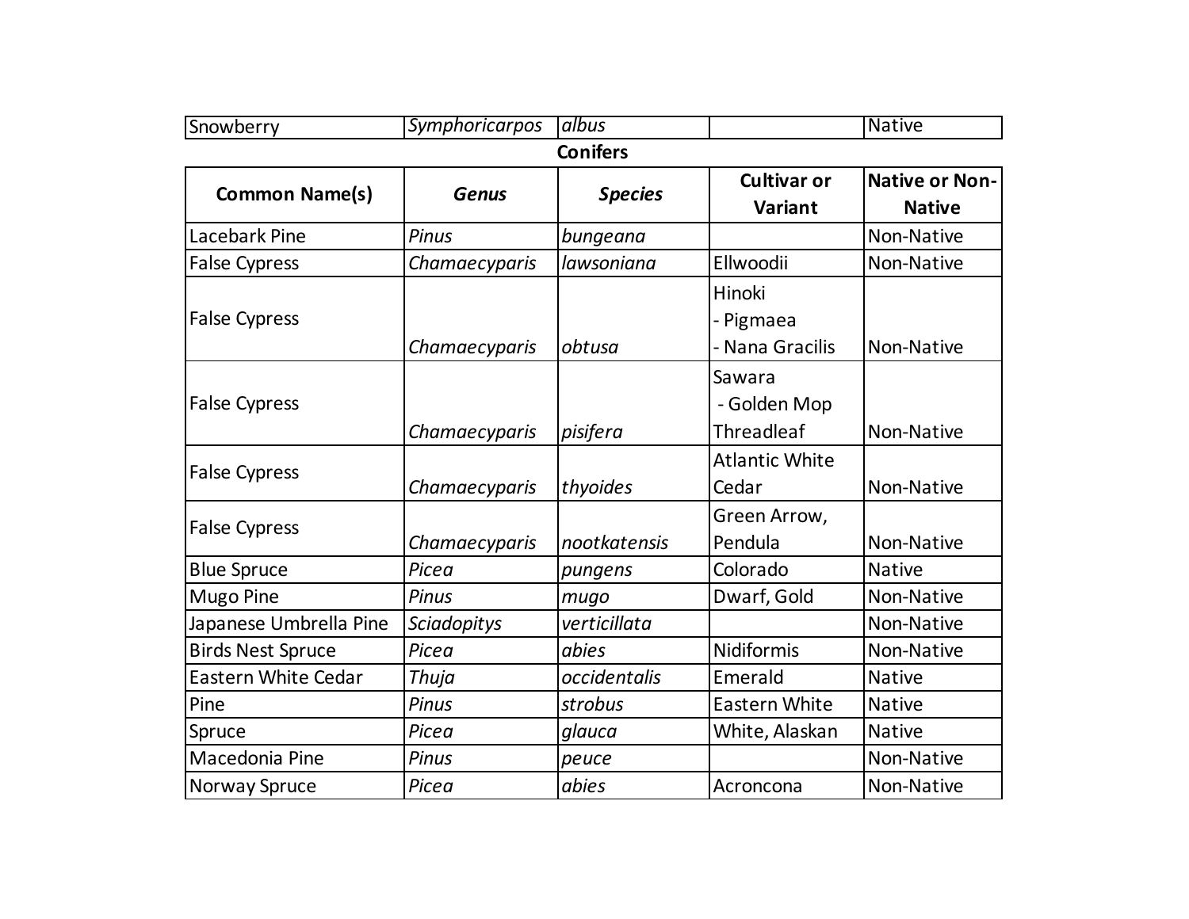| Snowberry | *Symphoricarpos* | *albus* | | Native |
|---|---|---|---|---|

**Conifers**

| Common Name(s) | *Genus* | *Species* | Cultivar or Variant | Native or Non-Native |
|---|---|---|---|---|
| Lacebark Pine | *Pinus* | *bungeana* | | Non-Native |
| False Cypress | *Chamaecyparis* | *lawsoniana* | Ellwoodii | Non-Native |
| False Cypress | *Chamaecyparis* | *obtusa* | Hinoki<br>- Pigmaea<br>- Nana Gracilis | Non-Native |
| False Cypress | *Chamaecyparis* | *pisifera* | Sawara<br>- Golden Mop<br>Threadleaf | Non-Native |
| False Cypress | *Chamaecyparis* | *thyoides* | Atlantic White Cedar | Non-Native |
| False Cypress | *Chamaecyparis* | *nootkatensis* | Green Arrow, Pendula | Non-Native |
| Blue Spruce | *Picea* | *pungens* | Colorado | Native |
| Mugo Pine | *Pinus* | *mugo* | Dwarf, Gold | Non-Native |
| Japanese Umbrella Pine | *Sciadopitys* | *verticillata* | | Non-Native |
| Birds Nest Spruce | *Picea* | *abies* | Nidiformis | Non-Native |
| Eastern White Cedar | *Thuja* | *occidentalis* | Emerald | Native |
| Pine | *Pinus* | *strobus* | Eastern White | Native |
| Spruce | *Picea* | *glauca* | White, Alaskan | Native |
| Macedonia Pine | *Pinus* | *peuce* | | Non-Native |
| Norway Spruce | *Picea* | *abies* | Acroncona | Non-Native |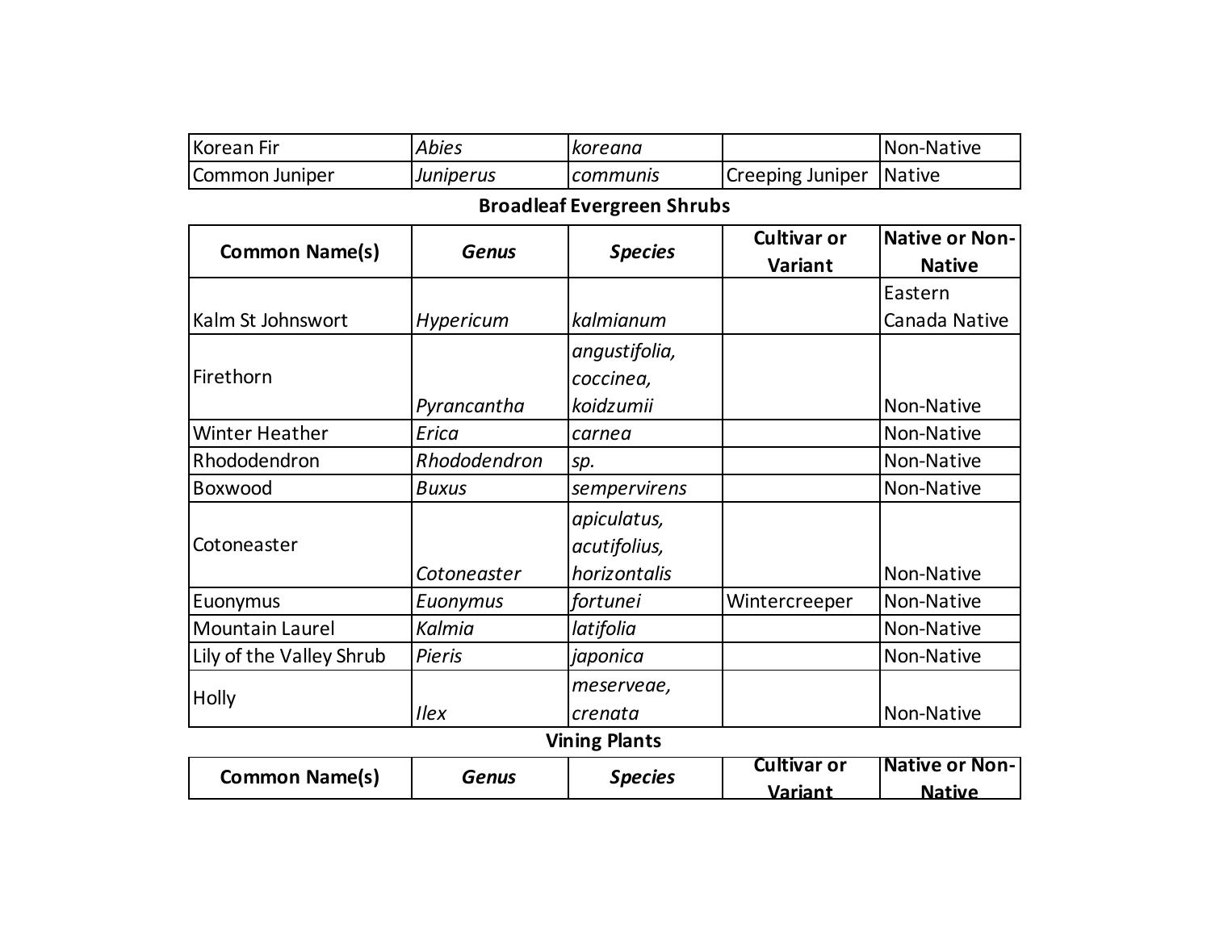| | | | | |
|---|---|---|---|---|
| Korean Fir | *Abies* | *koreana* | | Non-Native |
| Common Juniper | *Juniperus* | *communis* | Creeping Juniper | Native |

### Broadleaf Evergreen Shrubs

| Common Name(s) | *Genus* | *Species* | Cultivar or Variant | Native or Non-Native |
|---|---|---|---|---|
| Kalm St Johnswort | *Hypericum* | *kalmianum* | | Eastern Canada Native |
| Firethorn | *Pyrancantha* | *angustifolia, coccinea, koidzumii* | | Non-Native |
| Winter Heather | *Erica* | *carnea* | | Non-Native |
| Rhododendron | *Rhododendron* | *sp.* | | Non-Native |
| Boxwood | *Buxus* | *sempervirens* | | Non-Native |
| Cotoneaster | *Cotoneaster* | *apiculatus, acutifolius, horizontalis* | | Non-Native |
| Euonymus | *Euonymus* | *fortunei* | Wintercreeper | Non-Native |
| Mountain Laurel | *Kalmia* | *latifolia* | | Non-Native |
| Lily of the Valley Shrub | *Pieris* | *japonica* | | Non-Native |
| Holly | *Ilex* | *meserveae, crenata* | | Non-Native |

### Vining Plants

| Common Name(s) | *Genus* | *Species* | Cultivar or Variant | Native or Non-Native |
|---|---|---|---|---|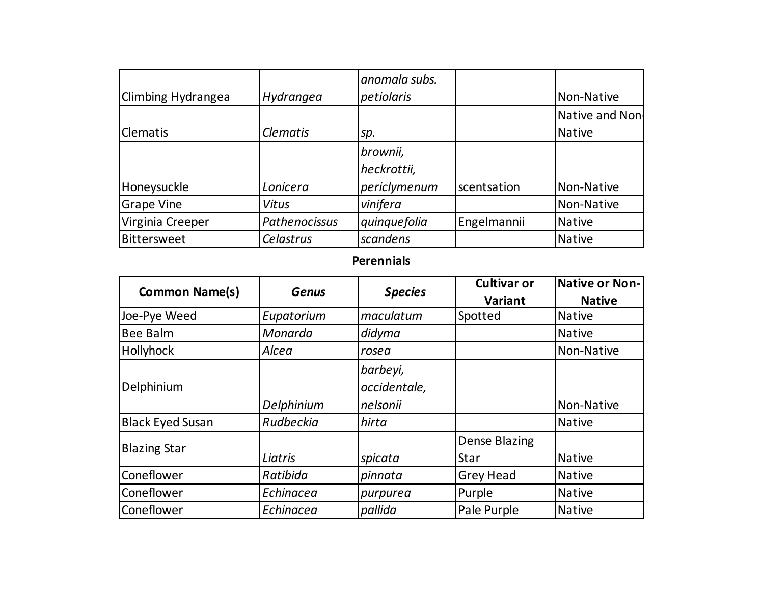| | | | | |
|---|---|---|---|---|
| Climbing Hydrangea | *Hydrangea* | *anomala subs. petiolaris* | | Non-Native |
| Clematis | *Clematis* | *sp.* | | Native and Non-Native |
| Honeysuckle | *Lonicera* | *brownii, heckrottii, periclymenum* | scentsation | Non-Native |
| Grape Vine | *Vitus* | *vinifera* | | Non-Native |
| Virginia Creeper | *Pathenocissus* | *quinquefolia* | Engelmannii | Native |
| Bittersweet | *Celastrus* | *scandens* | | Native |

**Perennials**

| Common Name(s) | *Genus* | *Species* | Cultivar or Variant | Native or Non-Native |
|---|---|---|---|---|
| Joe-Pye Weed | *Eupatorium* | *maculatum* | Spotted | Native |
| Bee Balm | *Monarda* | *didyma* | | Native |
| Hollyhock | *Alcea* | *rosea* | | Non-Native |
| Delphinium | *Delphinium* | *barbeyi, occidentale, nelsonii* | | Non-Native |
| Black Eyed Susan | *Rudbeckia* | *hirta* | | Native |
| Blazing Star | *Liatris* | *spicata* | Dense Blazing Star | Native |
| Coneflower | *Ratibida* | *pinnata* | Grey Head | Native |
| Coneflower | *Echinacea* | *purpurea* | Purple | Native |
| Coneflower | *Echinacea* | *pallida* | Pale Purple | Native |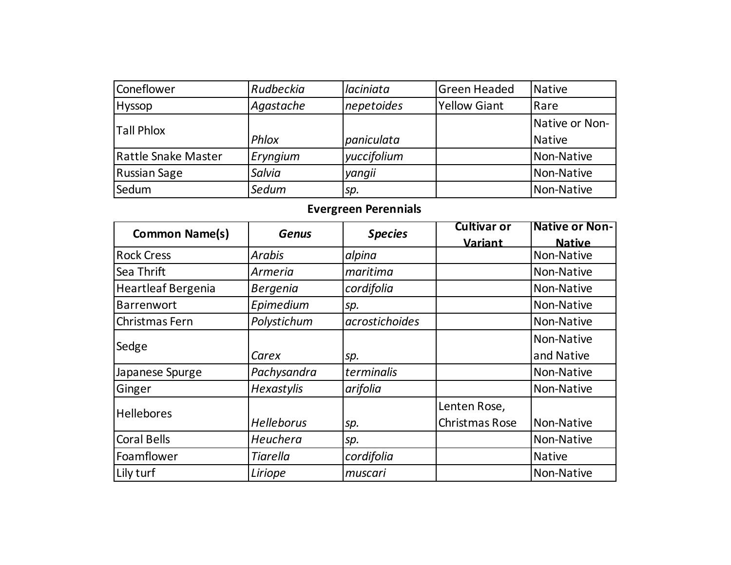| | | | | |
|---|---|---|---|---|
| Coneflower | *Rudbeckia* | *laciniata* | Green Headed | Native |
| Hyssop | *Agastache* | *nepetoides* | Yellow Giant | Rare |
| Tall Phlox | *Phlox* | *paniculata* | | Native or Non-Native |
| Rattle Snake Master | *Eryngium* | *yuccifolium* | | Non-Native |
| Russian Sage | *Salvia* | *yangii* | | Non-Native |
| Sedum | *Sedum* | *sp.* | | Non-Native |

**Evergreen Perennials**

| Common Name(s) | *Genus* | *Species* | Cultivar or Variant | Native or Non-Native |
|---|---|---|---|---|
| Rock Cress | *Arabis* | *alpina* | | Non-Native |
| Sea Thrift | *Armeria* | *maritima* | | Non-Native |
| Heartleaf Bergenia | *Bergenia* | *cordifolia* | | Non-Native |
| Barrenwort | *Epimedium* | *sp.* | | Non-Native |
| Christmas Fern | *Polystichum* | *acrostichoides* | | Non-Native |
| Sedge | *Carex* | *sp.* | | Non-Native and Native |
| Japanese Spurge | *Pachysandra* | *terminalis* | | Non-Native |
| Ginger | *Hexastylis* | *arifolia* | | Non-Native |
| Hellebores | *Helleborus* | *sp.* | Lenten Rose, Christmas Rose | Non-Native |
| Coral Bells | *Heuchera* | *sp.* | | Non-Native |
| Foamflower | *Tiarella* | *cordifolia* | | Native |
| Lily turf | *Liriope* | *muscari* | | Non-Native |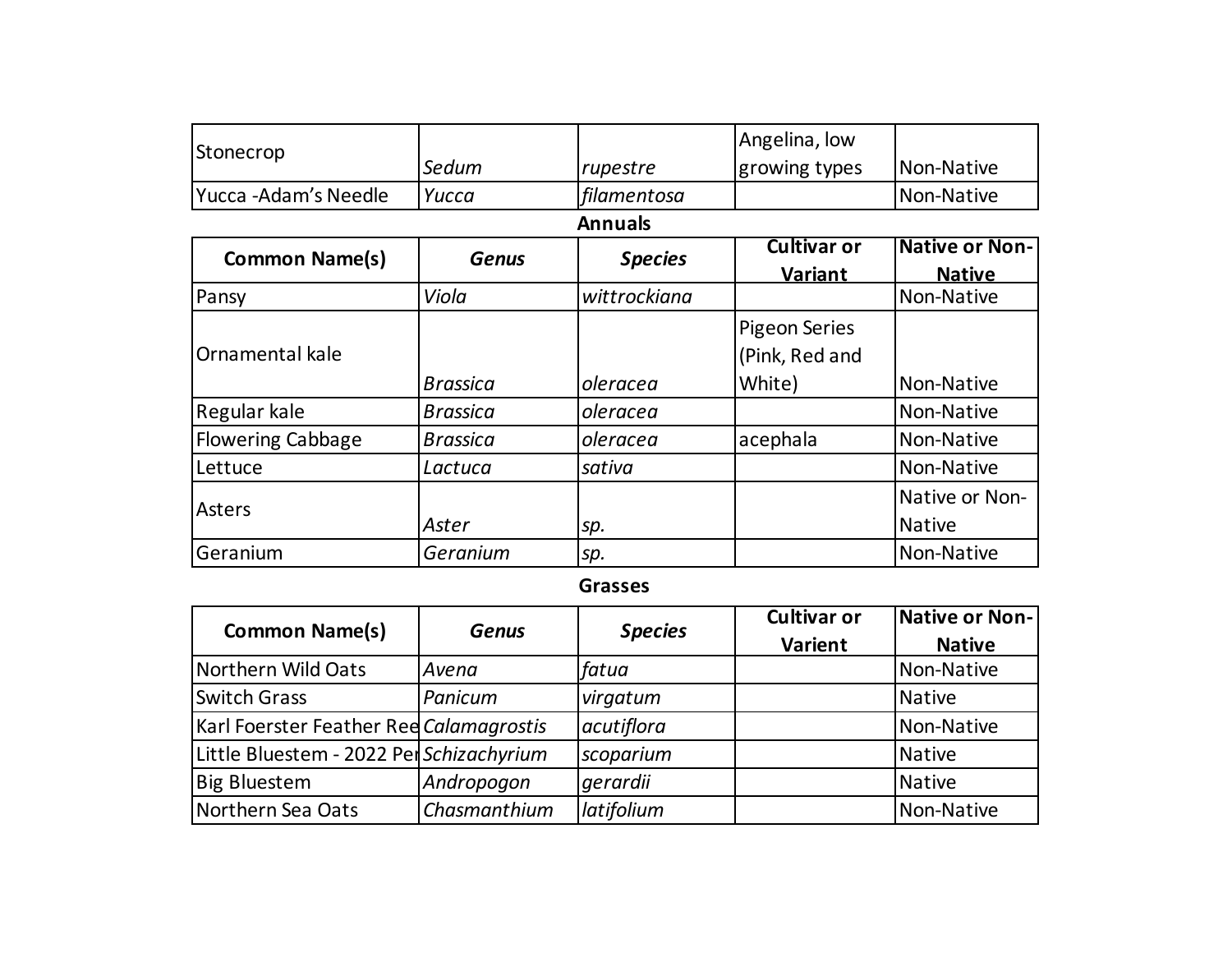| Stonecrop | *Sedum* | *rupestre* | Angelina, low growing types | Non-Native |
|---|---|---|---|---|
| Yucca -Adam's Needle | *Yucca* | *filamentosa* | | Non-Native |

**Annuals**

| Common Name(s) | *Genus* | *Species* | Cultivar or Variant | Native or Non-Native |
|---|---|---|---|---|
| Pansy | *Viola* | *wittrockiana* | | Non-Native |
| Ornamental kale | *Brassica* | *oleracea* | Pigeon Series (Pink, Red and White) | Non-Native |
| Regular kale | *Brassica* | *oleracea* | | Non-Native |
| Flowering Cabbage | *Brassica* | *oleracea* | acephala | Non-Native |
| Lettuce | *Lactuca* | *sativa* | | Non-Native |
| Asters | *Aster* | *sp.* | | Native or Non-Native |
| Geranium | *Geranium* | *sp.* | | Non-Native |

**Grasses**

| Common Name(s) | *Genus* | *Species* | Cultivar or Varient | Native or Non-Native |
|---|---|---|---|---|
| Northern Wild Oats | *Avena* | *fatua* | | Non-Native |
| Switch Grass | *Panicum* | *virgatum* | | Native |
| Karl Foerster Feather Ree | *Calamagrostis* | *acutiflora* | | Non-Native |
| Little Bluestem - 2022 Per | *Schizachyrium* | *scoparium* | | Native |
| Big Bluestem | *Andropogon* | *gerardii* | | Native |
| Northern Sea Oats | *Chasmanthium* | *latifolium* | | Non-Native |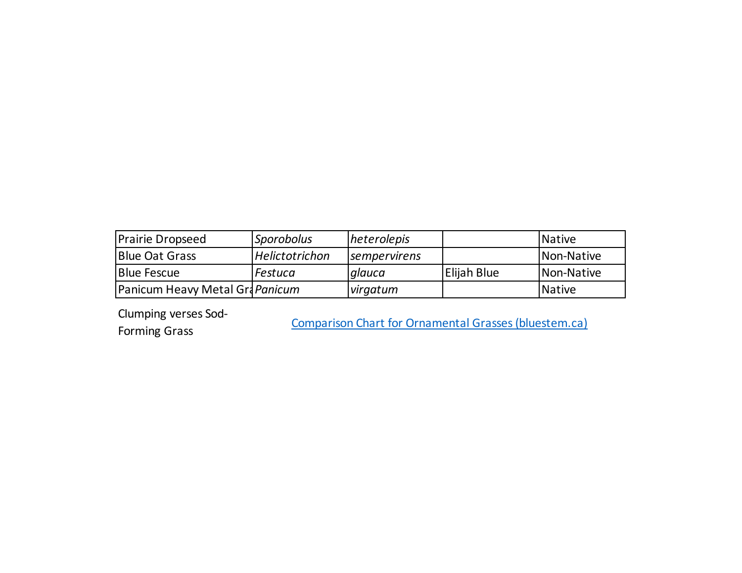| | | | | |
|---|---|---|---|---|
| Prairie Dropseed | *Sporobolus* | *heterolepis* | | Native |
| Blue Oat Grass | *Helictotrichon* | *sempervirens* | | Non-Native |
| Blue Fescue | *Festuca* | *glauca* | Elijah Blue | Non-Native |
| Panicum Heavy Metal Gra | *Panicum* | *virgatum* | | Native |

Clumping verses Sod-Forming Grass

[Comparison Chart for Ornamental Grasses (bluestem.ca)]